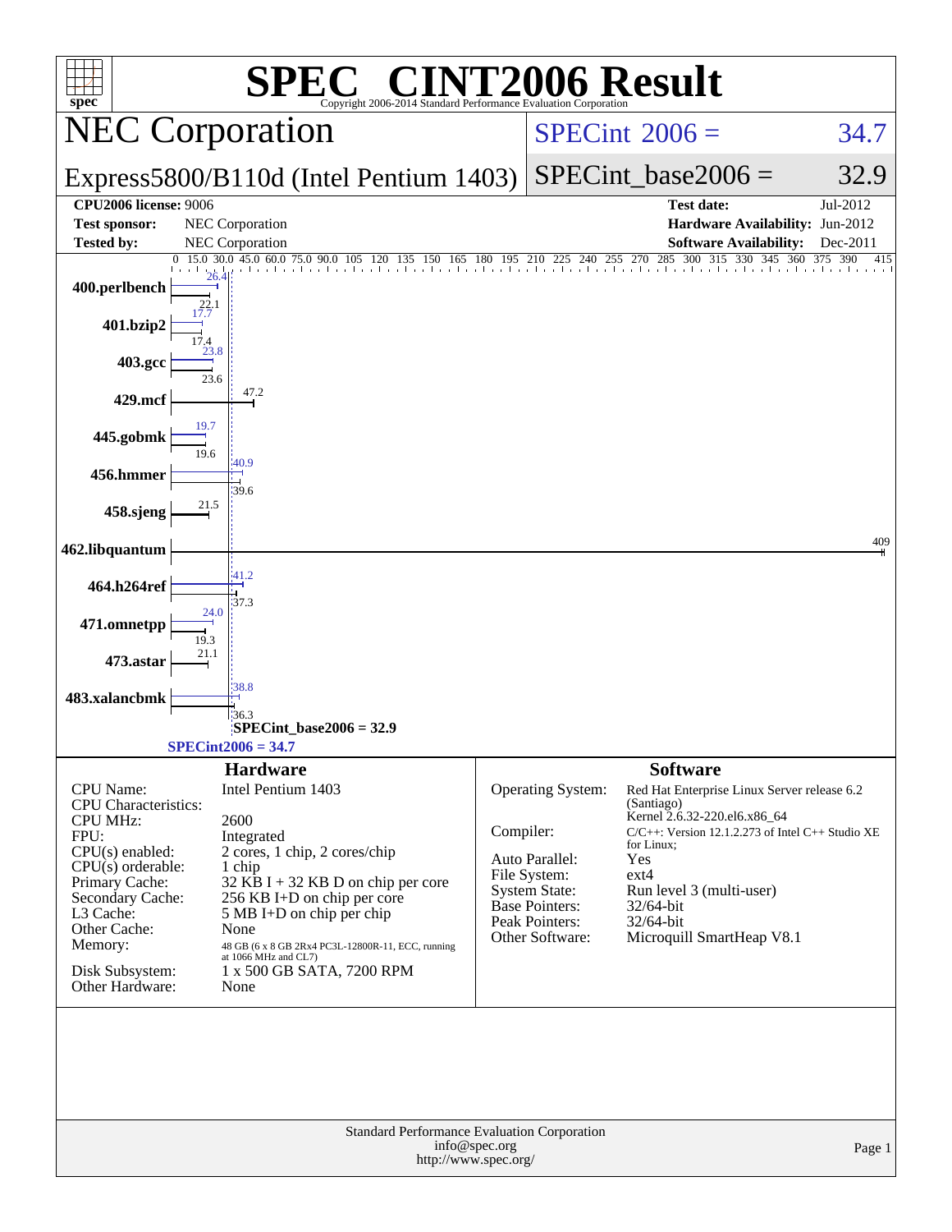# SPEC CINT2006 Result

Copyright 2006-2014 Standard Performance Evaluation Corporation

## NEC Corporation

**Express5800/B110d (Intel Pentium 1403)**

| | |
|---|---|
| SPECint 2006 = | 34.7 |
| SPECint_base2006 = | 32.9 |

| | | | |
|---|---|---|---|
| **CPU2006 license:** 9006 | | **Test date:** | Jul-2012 |
| **Test sponsor:** | NEC Corporation | **Hardware Availability:** | Jun-2012 |
| **Tested by:** | NEC Corporation | **Software Availability:** | Dec-2011 |

| Benchmark | Peak | Base |
|---|---|---|
| 400.perlbench | 26.4 | 22.1 |
| 401.bzip2 | 17.7 | 17.4 |
| 403.gcc | 23.8 | 23.6 |
| 429.mcf | | 47.2 |
| 445.gobmk | 19.7 | 19.6 |
| 456.hmmer | 40.9 | 39.6 |
| 458.sjeng | | 21.5 |
| 462.libquantum | | 409 |
| 464.h264ref | 41.2 | 37.3 |
| 471.omnetpp | 24.0 | 19.3 |
| 473.astar | | 21.1 |
| 483.xalancbmk | 38.8 | 36.3 |

**SPECint_base2006 = 32.9**

**SPECint2006 = 34.7**

## Hardware

| | |
|---|---|
| CPU Name: | Intel Pentium 1403 |
| CPU Characteristics: | |
| CPU MHz: | 2600 |
| FPU: | Integrated |
| CPU(s) enabled: | 2 cores, 1 chip, 2 cores/chip |
| CPU(s) orderable: | 1 chip |
| Primary Cache: | 32 KB I + 32 KB D on chip per core |
| Secondary Cache: | 256 KB I+D on chip per core |
| L3 Cache: | 5 MB I+D on chip per chip |
| Other Cache: | None |
| Memory: | 48 GB (6 x 8 GB 2Rx4 PC3L-12800R-11, ECC, running at 1066 MHz and CL7) |
| Disk Subsystem: | 1 x 500 GB SATA, 7200 RPM |
| Other Hardware: | None |

## Software

| | |
|---|---|
| Operating System: | Red Hat Enterprise Linux Server release 6.2 (Santiago) Kernel 2.6.32-220.el6.x86_64 |
| Compiler: | C/C++: Version 12.1.2.273 of Intel C++ Studio XE for Linux; |
| Auto Parallel: | Yes |
| File System: | ext4 |
| System State: | Run level 3 (multi-user) |
| Base Pointers: | 32/64-bit |
| Peak Pointers: | 32/64-bit |
| Other Software: | Microquill SmartHeap V8.1 |

Standard Performance Evaluation Corporation
info@spec.org
http://www.spec.org/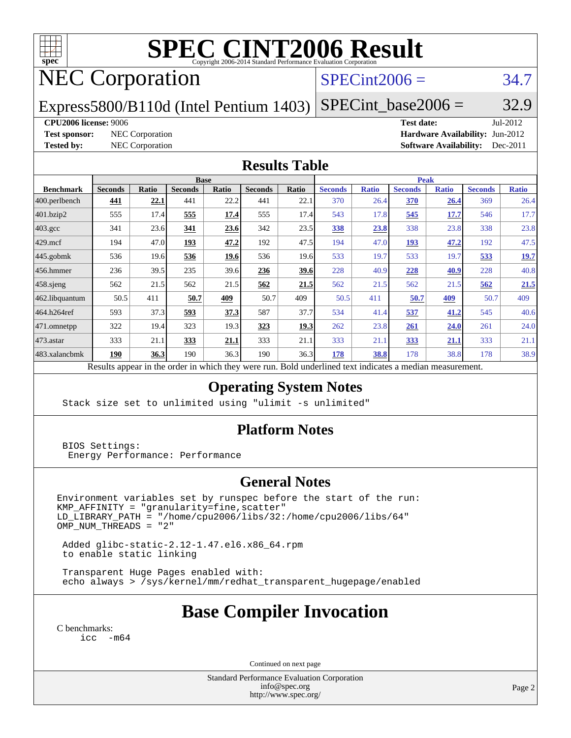# SPEC CINT2006 Result

Copyright 2006-2014 Standard Performance Evaluation Corporation

## NEC Corporation

SPECint2006 = 34.7

Express5800/B110d (Intel Pentium 1403)

SPECint_base2006 = 32.9

**CPU2006 license:** 9006
**Test sponsor:** NEC Corporation
**Tested by:** NEC Corporation
**Test date:** Jul-2012
**Hardware Availability:** Jun-2012
**Software Availability:** Dec-2011

## Results Table

| Benchmark | Base | | | | | | Peak | | | | | |
|---|---|---|---|---|---|---|---|---|---|---|---|---|
| | Seconds | Ratio | Seconds | Ratio | Seconds | Ratio | Seconds | Ratio | Seconds | Ratio | Seconds | Ratio |
| 400.perlbench | **441** | **22.1** | 441 | 22.2 | 441 | 22.1 | 370 | 26.4 | **370** | **26.4** | 369 | 26.4 |
| 401.bzip2 | 555 | 17.4 | **555** | **17.4** | 555 | 17.4 | 543 | 17.8 | **545** | **17.7** | 546 | 17.7 |
| 403.gcc | 341 | 23.6 | **341** | **23.6** | 342 | 23.5 | **338** | **23.8** | 338 | 23.8 | 338 | 23.8 |
| 429.mcf | 194 | 47.0 | **193** | **47.2** | 192 | 47.5 | 194 | 47.0 | **193** | **47.2** | 192 | 47.5 |
| 445.gobmk | 536 | 19.6 | **536** | **19.6** | 536 | 19.6 | 533 | 19.7 | 533 | 19.7 | **533** | **19.7** |
| 456.hmmer | 236 | 39.5 | 235 | 39.6 | **236** | **39.6** | 228 | 40.9 | **228** | **40.9** | 228 | 40.8 |
| 458.sjeng | 562 | 21.5 | 562 | 21.5 | **562** | **21.5** | 562 | 21.5 | 562 | 21.5 | **562** | **21.5** |
| 462.libquantum | 50.5 | 411 | **50.7** | **409** | 50.7 | 409 | 50.5 | 411 | **50.7** | **409** | 50.7 | 409 |
| 464.h264ref | 593 | 37.3 | **593** | **37.3** | 587 | 37.7 | 534 | 41.4 | **537** | **41.2** | 545 | 40.6 |
| 471.omnetpp | 322 | 19.4 | 323 | 19.3 | **323** | **19.3** | 262 | 23.8 | **261** | **24.0** | 261 | 24.0 |
| 473.astar | 333 | 21.1 | **333** | **21.1** | 333 | 21.1 | 333 | 21.1 | **333** | **21.1** | 333 | 21.1 |
| 483.xalancbmk | **190** | **36.3** | 190 | 36.3 | 190 | 36.3 | **178** | **38.8** | 178 | 38.8 | 178 | 38.9 |

Results appear in the order in which they were run. Bold underlined text indicates a median measurement.

## Operating System Notes

```
Stack size set to unlimited using "ulimit -s unlimited"
```

## Platform Notes

```
BIOS Settings:
 Energy Performance: Performance
```

## General Notes

```
Environment variables set by runspec before the start of the run:
KMP_AFFINITY = "granularity=fine,scatter"
LD_LIBRARY_PATH = "/home/cpu2006/libs/32:/home/cpu2006/libs/64"
OMP_NUM_THREADS = "2"

 Added glibc-static-2.12-1.47.el6.x86_64.rpm
 to enable static linking

 Transparent Huge Pages enabled with:
 echo always > /sys/kernel/mm/redhat_transparent_hugepage/enabled
```

## Base Compiler Invocation

C benchmarks:
```
icc  -m64
```

Continued on next page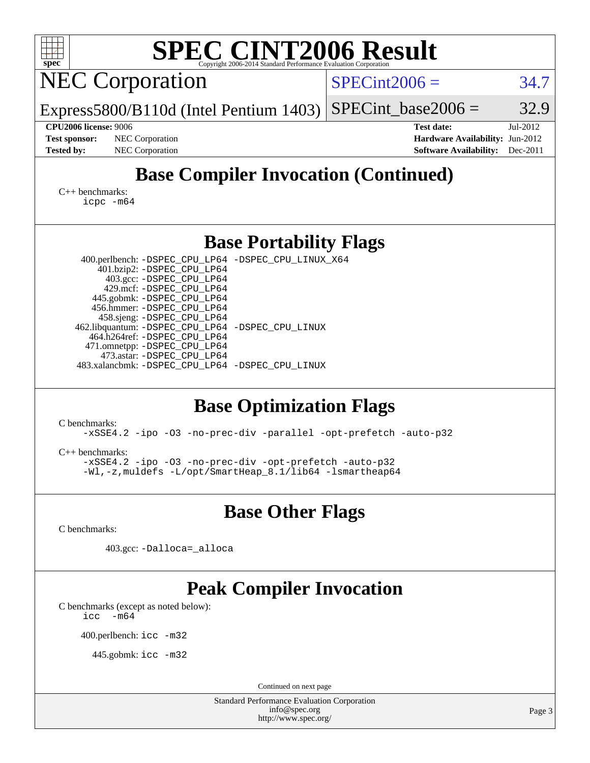# SPEC CINT2006 Result

Copyright 2006-2014 Standard Performance Evaluation Corporation

## NEC Corporation

Express5800/B110d (Intel Pentium 1403)

SPECint2006 = 34.7

SPECint_base2006 = 32.9

**CPU2006 license:** 9006
**Test sponsor:** NEC Corporation
**Tested by:** NEC Corporation

**Test date:** Jul-2012
**Hardware Availability:** Jun-2012
**Software Availability:** Dec-2011

## Base Compiler Invocation (Continued)

C++ benchmarks:
```
icpc -m64
```

## Base Portability Flags

400.perlbench: -DSPEC_CPU_LP64 -DSPEC_CPU_LINUX_X64
401.bzip2: -DSPEC_CPU_LP64
403.gcc: -DSPEC_CPU_LP64
429.mcf: -DSPEC_CPU_LP64
445.gobmk: -DSPEC_CPU_LP64
456.hmmer: -DSPEC_CPU_LP64
458.sjeng: -DSPEC_CPU_LP64
462.libquantum: -DSPEC_CPU_LP64 -DSPEC_CPU_LINUX
464.h264ref: -DSPEC_CPU_LP64
471.omnetpp: -DSPEC_CPU_LP64
473.astar: -DSPEC_CPU_LP64
483.xalancbmk: -DSPEC_CPU_LP64 -DSPEC_CPU_LINUX

## Base Optimization Flags

C benchmarks:
```
-xSSE4.2 -ipo -O3 -no-prec-div -parallel -opt-prefetch -auto-p32
```

C++ benchmarks:
```
-xSSE4.2 -ipo -O3 -no-prec-div -opt-prefetch -auto-p32
-Wl,-z,muldefs -L/opt/SmartHeap_8.1/lib64 -lsmartheap64
```

## Base Other Flags

C benchmarks:

403.gcc: -Dalloca=_alloca

## Peak Compiler Invocation

C benchmarks (except as noted below):
```
icc  -m64
```

400.perlbench: icc -m32

445.gobmk: icc -m32

Continued on next page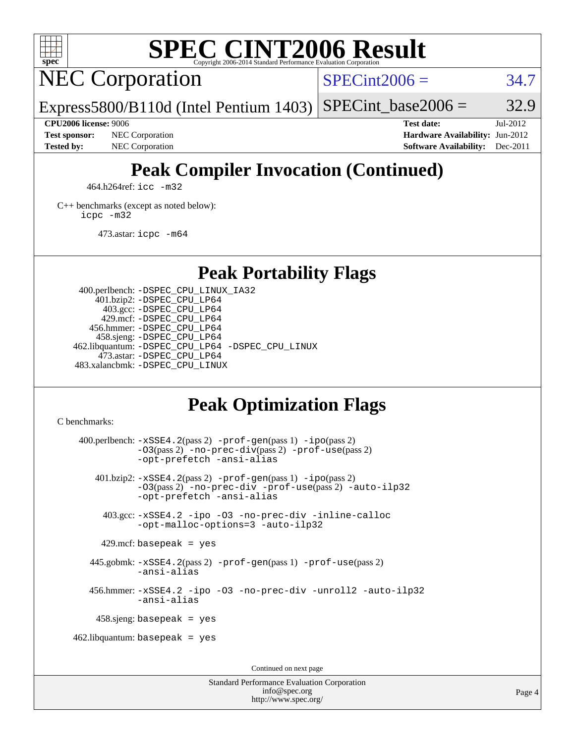# Peak Compiler Invocation (Continued)

464.h264ref: `icc -m32`

C++ benchmarks (except as noted below):
`icpc -m32`

473.astar: `icpc -m64`

# Peak Portability Flags

400.perlbench: `-DSPEC_CPU_LINUX_IA32`
401.bzip2: `-DSPEC_CPU_LP64`
403.gcc: `-DSPEC_CPU_LP64`
429.mcf: `-DSPEC_CPU_LP64`
456.hmmer: `-DSPEC_CPU_LP64`
458.sjeng: `-DSPEC_CPU_LP64`
462.libquantum: `-DSPEC_CPU_LP64 -DSPEC_CPU_LINUX`
473.astar: `-DSPEC_CPU_LP64`
483.xalancbmk: `-DSPEC_CPU_LINUX`

# Peak Optimization Flags

C benchmarks:

400.perlbench: `-xSSE4.2`(pass 2) `-prof-gen`(pass 1) `-ipo`(pass 2) `-O3`(pass 2) `-no-prec-div`(pass 2) `-prof-use`(pass 2) `-opt-prefetch -ansi-alias`

401.bzip2: `-xSSE4.2`(pass 2) `-prof-gen`(pass 1) `-ipo`(pass 2) `-O3`(pass 2) `-no-prec-div -prof-use`(pass 2) `-auto-ilp32 -opt-prefetch -ansi-alias`

403.gcc: `-xSSE4.2 -ipo -O3 -no-prec-div -inline-calloc -opt-malloc-options=3 -auto-ilp32`

429.mcf: `basepeak = yes`

445.gobmk: `-xSSE4.2`(pass 2) `-prof-gen`(pass 1) `-prof-use`(pass 2) `-ansi-alias`

456.hmmer: `-xSSE4.2 -ipo -O3 -no-prec-div -unroll2 -auto-ilp32 -ansi-alias`

458.sjeng: `basepeak = yes`

462.libquantum: `basepeak = yes`

Continued on next page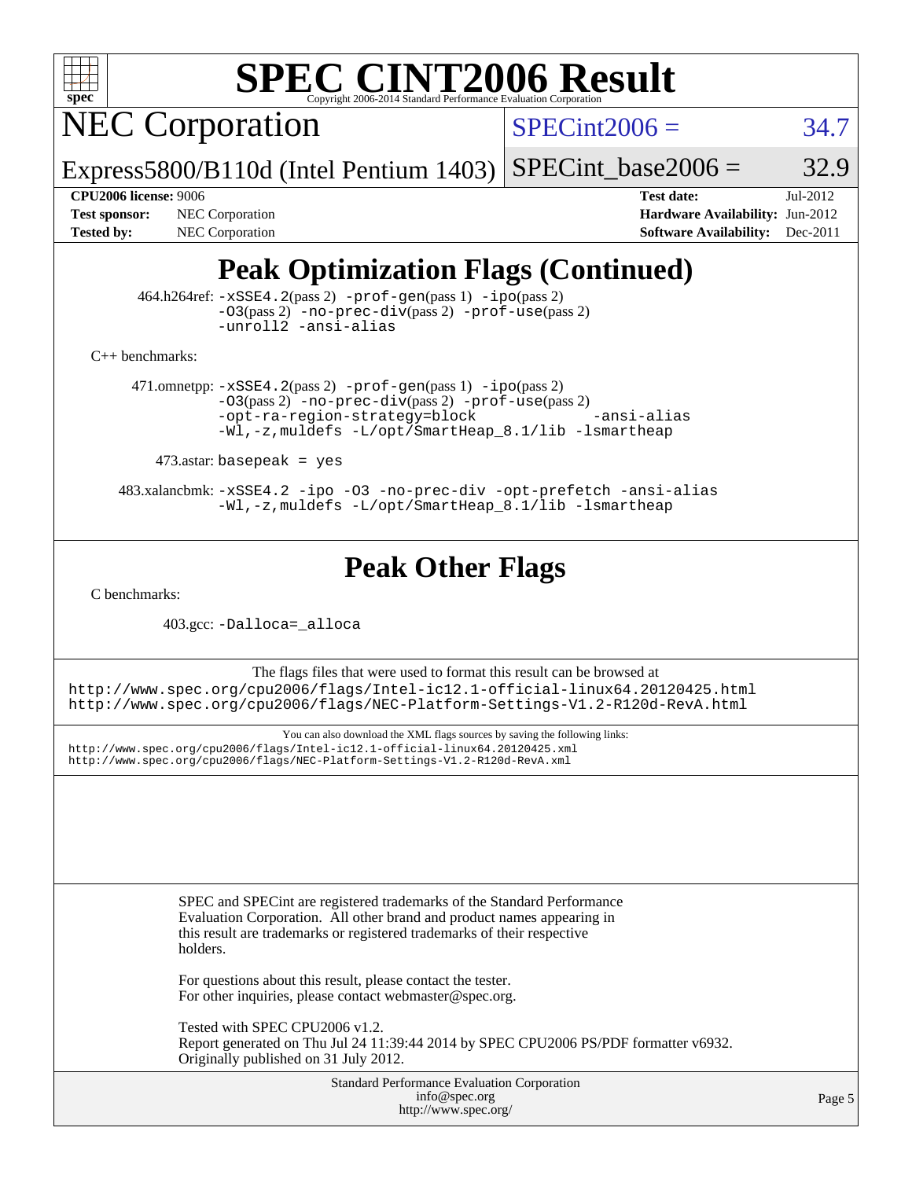## Peak Optimization Flags (Continued)

464.h264ref: -xSSE4.2(pass 2) -prof-gen(pass 1) -ipo(pass 2) -O3(pass 2) -no-prec-div(pass 2) -prof-use(pass 2) -unroll2 -ansi-alias

C++ benchmarks:

471.omnetpp: -xSSE4.2(pass 2) -prof-gen(pass 1) -ipo(pass 2) -O3(pass 2) -no-prec-div(pass 2) -prof-use(pass 2) -opt-ra-region-strategy=block -ansi-alias -Wl,-z,muldefs -L/opt/SmartHeap_8.1/lib -lsmartheap

473.astar: basepeak = yes

483.xalancbmk: -xSSE4.2 -ipo -O3 -no-prec-div -opt-prefetch -ansi-alias -Wl,-z,muldefs -L/opt/SmartHeap_8.1/lib -lsmartheap

## Peak Other Flags

C benchmarks:

403.gcc: -Dalloca=_alloca

The flags files that were used to format this result can be browsed at
http://www.spec.org/cpu2006/flags/Intel-ic12.1-official-linux64.20120425.html
http://www.spec.org/cpu2006/flags/NEC-Platform-Settings-V1.2-R120d-RevA.html

You can also download the XML flags sources by saving the following links:
http://www.spec.org/cpu2006/flags/Intel-ic12.1-official-linux64.20120425.xml
http://www.spec.org/cpu2006/flags/NEC-Platform-Settings-V1.2-R120d-RevA.xml

SPEC and SPECint are registered trademarks of the Standard Performance Evaluation Corporation. All other brand and product names appearing in this result are trademarks or registered trademarks of their respective holders.

For questions about this result, please contact the tester.
For other inquiries, please contact webmaster@spec.org.

Tested with SPEC CPU2006 v1.2.
Report generated on Thu Jul 24 11:39:44 2014 by SPEC CPU2006 PS/PDF formatter v6932.
Originally published on 31 July 2012.